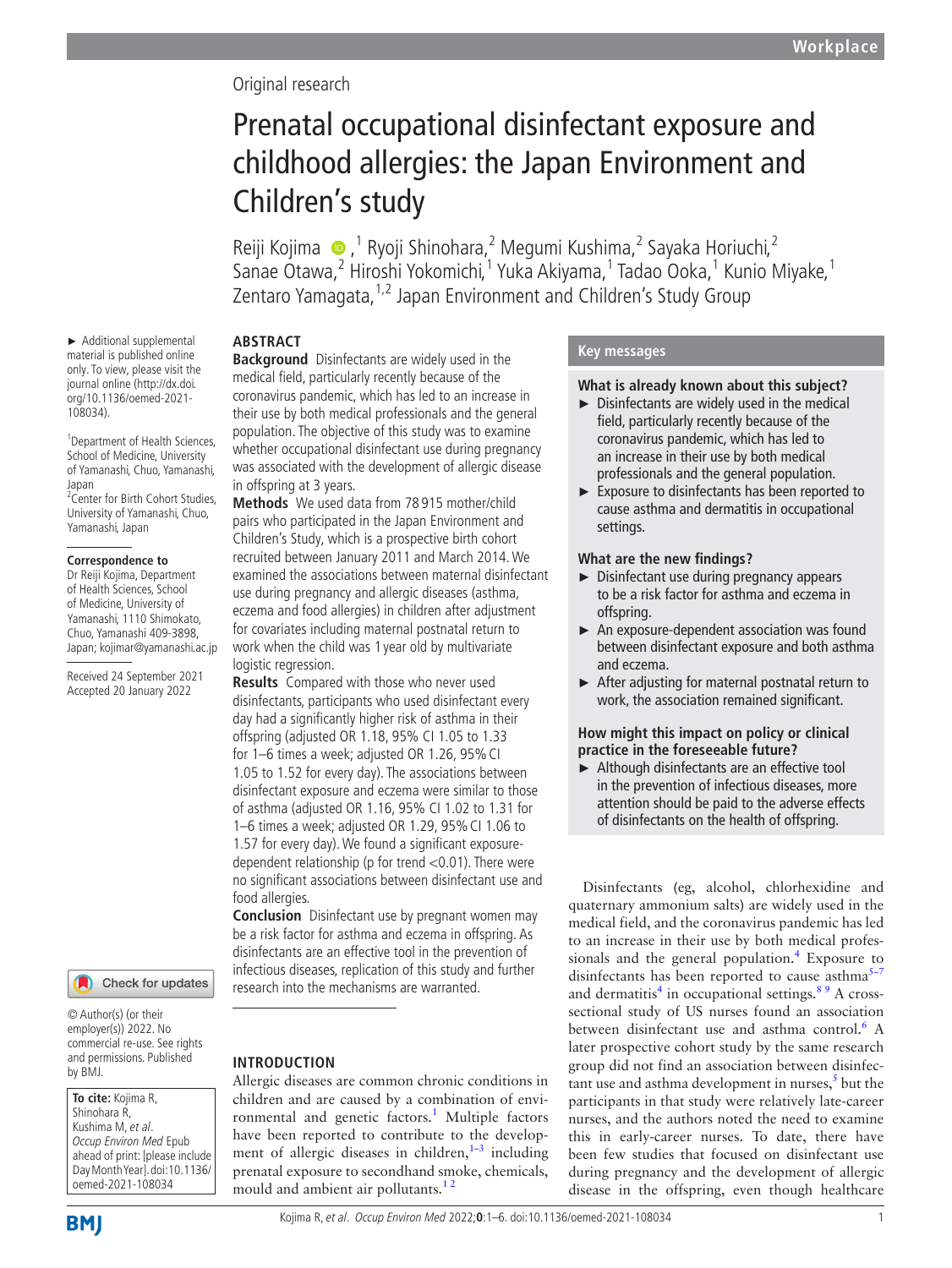Original research

# Prenatal occupational disinfectant exposure and childhood allergies: the Japan Environment and Children's study

Reiji Kojima,[1] Ryoji Shinohara,[2] Megumi Kushima,[2] Sayaka Horiuchi,[2] Sanae Otawa,[2] Hiroshi Yokomichi,[1] Yuka Akiyama,[1] Tadao Ooka,[1] Kunio Miyake,[1] Zentaro Yamagata,[1,2] Japan Environment and Children's Study Group

► Additional supplemental material is published online only. To view, please visit the journal online (http://dx.doi.org/10.1136/oemed-2021-108034).

[1]Department of Health Sciences, School of Medicine, University of Yamanashi, Chuo, Yamanashi, Japan
[2]Center for Birth Cohort Studies, University of Yamanashi, Chuo, Yamanashi, Japan

**Correspondence to**
Dr Reiji Kojima, Department of Health Sciences, School of Medicine, University of Yamanashi, 1110 Shimokato, Chuo, Yamanashi 409-3898, Japan; kojimar@yamanashi.ac.jp

Received 24 September 2021
Accepted 20 January 2022

© Author(s) (or their employer(s)) 2022. No commercial re-use. See rights and permissions. Published by BMJ.

**To cite:** Kojima R, Shinohara R, Kushima M, *et al*. *Occup Environ Med* Epub ahead of print: [please include Day Month Year]. doi:10.1136/oemed-2021-108034

## ABSTRACT

**Background** Disinfectants are widely used in the medical field, particularly recently because of the coronavirus pandemic, which has led to an increase in their use by both medical professionals and the general population. The objective of this study was to examine whether occupational disinfectant use during pregnancy was associated with the development of allergic disease in offspring at 3 years.

**Methods** We used data from 78 915 mother/child pairs who participated in the Japan Environment and Children's Study, which is a prospective birth cohort recruited between January 2011 and March 2014. We examined the associations between maternal disinfectant use during pregnancy and allergic diseases (asthma, eczema and food allergies) in children after adjustment for covariates including maternal postnatal return to work when the child was 1 year old by multivariate logistic regression.

**Results** Compared with those who never used disinfectants, participants who used disinfectant every day had a significantly higher risk of asthma in their offspring (adjusted OR 1.18, 95% CI 1.05 to 1.33 for 1–6 times a week; adjusted OR 1.26, 95% CI 1.05 to 1.52 for every day). The associations between disinfectant exposure and eczema were similar to those of asthma (adjusted OR 1.16, 95% CI 1.02 to 1.31 for 1–6 times a week; adjusted OR 1.29, 95% CI 1.06 to 1.57 for every day). We found a significant exposure-dependent relationship (p for trend <0.01). There were no significant associations between disinfectant use and food allergies.

**Conclusion** Disinfectant use by pregnant women may be a risk factor for asthma and eczema in offspring. As disinfectants are an effective tool in the prevention of infectious diseases, replication of this study and further research into the mechanisms are warranted.

## Key messages

### What is already known about this subject?

- Disinfectants are widely used in the medical field, particularly recently because of the coronavirus pandemic, which has led to an increase in their use by both medical professionals and the general population.
- Exposure to disinfectants has been reported to cause asthma and dermatitis in occupational settings.

### What are the new findings?

- Disinfectant use during pregnancy appears to be a risk factor for asthma and eczema in offspring.
- An exposure-dependent association was found between disinfectant exposure and both asthma and eczema.
- After adjusting for maternal postnatal return to work, the association remained significant.

### How might this impact on policy or clinical practice in the foreseeable future?

- Although disinfectants are an effective tool in the prevention of infectious diseases, more attention should be paid to the adverse effects of disinfectants on the health of offspring.

## INTRODUCTION

Allergic diseases are common chronic conditions in children and are caused by a combination of environmental and genetic factors.[1] Multiple factors have been reported to contribute to the development of allergic diseases in children,[1–3] including prenatal exposure to secondhand smoke, chemicals, mould and ambient air pollutants.[1,2]

Disinfectants (eg, alcohol, chlorhexidine and quaternary ammonium salts) are widely used in the medical field, and the coronavirus pandemic has led to an increase in their use by both medical professionals and the general population.[4] Exposure to disinfectants has been reported to cause asthma[5–7] and dermatitis[4] in occupational settings.[8,9] A cross-sectional study of US nurses found an association between disinfectant use and asthma control.[6] A later prospective cohort study by the same research group did not find an association between disinfectant use and asthma development in nurses,[5] but the participants in that study were relatively late-career nurses, and the authors noted the need to examine this in early-career nurses. To date, there have been few studies that focused on disinfectant use during pregnancy and the development of allergic disease in the offspring, even though healthcare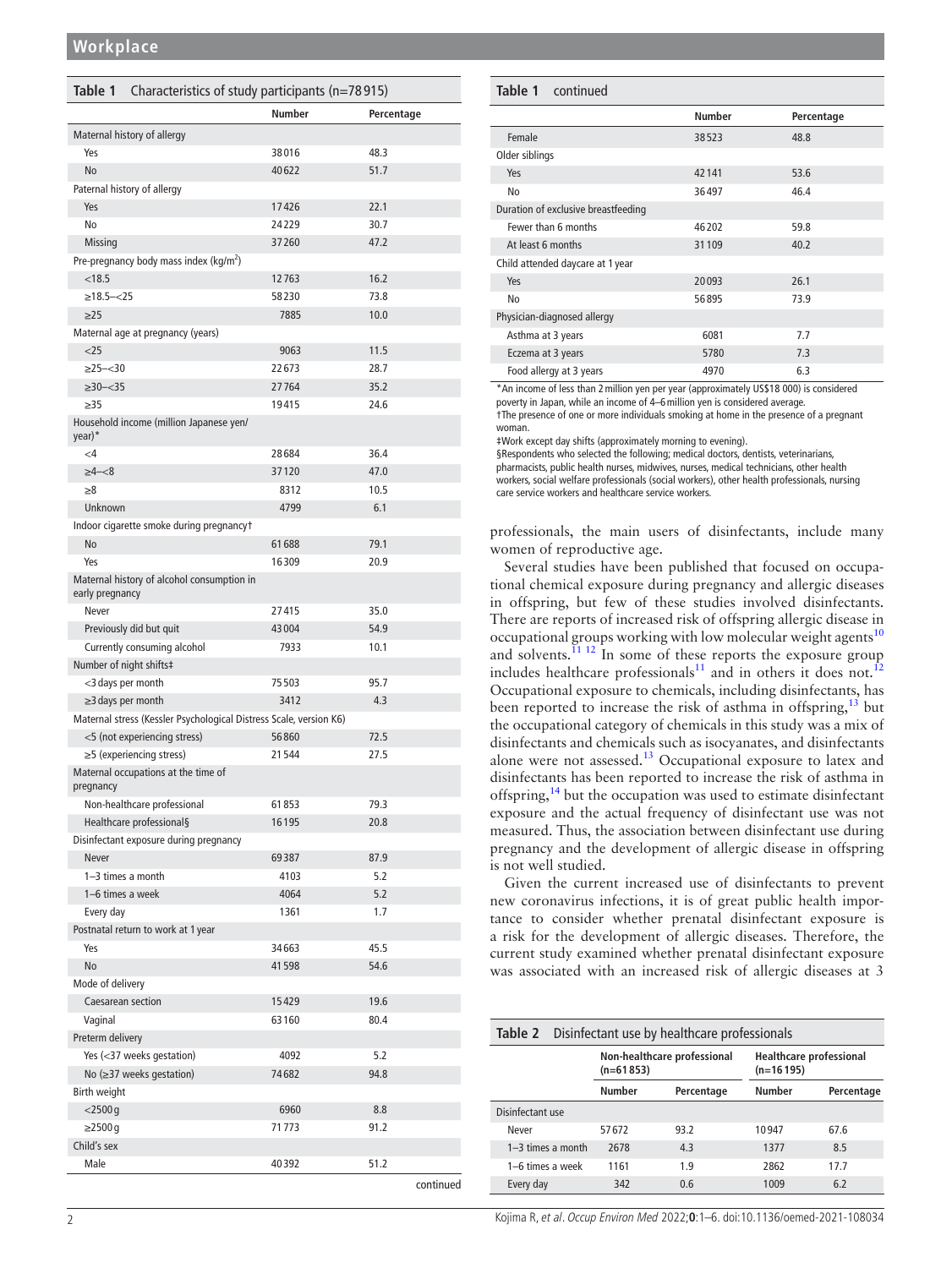**Table 1** Characteristics of study participants (n=78 915)

| | Number | Percentage |
|---|---|---|
| Maternal history of allergy | | |
| Yes | 38016 | 48.3 |
| No | 40622 | 51.7 |
| Paternal history of allergy | | |
| Yes | 17426 | 22.1 |
| No | 24229 | 30.7 |
| Missing | 37260 | 47.2 |
| Pre-pregnancy body mass index (kg/m$^2$) | | |
| <18.5 | 12763 | 16.2 |
| ≥18.5–<25 | 58230 | 73.8 |
| ≥25 | 7885 | 10.0 |
| Maternal age at pregnancy (years) | | |
| <25 | 9063 | 11.5 |
| ≥25–<30 | 22673 | 28.7 |
| ≥30–<35 | 27764 | 35.2 |
| ≥35 | 19415 | 24.6 |
| Household income (million Japanese yen/year)* | | |
| <4 | 28684 | 36.4 |
| ≥4–<8 | 37120 | 47.0 |
| ≥8 | 8312 | 10.5 |
| Unknown | 4799 | 6.1 |
| Indoor cigarette smoke during pregnancy† | | |
| No | 61688 | 79.1 |
| Yes | 16309 | 20.9 |
| Maternal history of alcohol consumption in early pregnancy | | |
| Never | 27415 | 35.0 |
| Previously did but quit | 43004 | 54.9 |
| Currently consuming alcohol | 7933 | 10.1 |
| Number of night shifts‡ | | |
| <3 days per month | 75503 | 95.7 |
| ≥3 days per month | 3412 | 4.3 |
| Maternal stress (Kessler Psychological Distress Scale, version K6) | | |
| <5 (not experiencing stress) | 56860 | 72.5 |
| ≥5 (experiencing stress) | 21544 | 27.5 |
| Maternal occupations at the time of pregnancy | | |
| Non-healthcare professional | 61853 | 79.3 |
| Healthcare professional§ | 16195 | 20.8 |
| Disinfectant exposure during pregnancy | | |
| Never | 69387 | 87.9 |
| 1–3 times a month | 4103 | 5.2 |
| 1–6 times a week | 4064 | 5.2 |
| Every day | 1361 | 1.7 |
| Postnatal return to work at 1 year | | |
| Yes | 34663 | 45.5 |
| No | 41598 | 54.6 |
| Mode of delivery | | |
| Caesarean section | 15429 | 19.6 |
| Vaginal | 63160 | 80.4 |
| Preterm delivery | | |
| Yes (<37 weeks gestation) | 4092 | 5.2 |
| No (≥37 weeks gestation) | 74682 | 94.8 |
| Birth weight | | |
| <2500 g | 6960 | 8.8 |
| ≥2500 g | 71773 | 91.2 |
| Child's sex | | |
| Male | 40392 | 51.2 |
| Female | 38523 | 48.8 |
| Older siblings | | |
| Yes | 42141 | 53.6 |
| No | 36497 | 46.4 |
| Duration of exclusive breastfeeding | | |
| Fewer than 6 months | 46202 | 59.8 |
| At least 6 months | 31109 | 40.2 |
| Child attended daycare at 1 year | | |
| Yes | 20093 | 26.1 |
| No | 56895 | 73.9 |
| Physician-diagnosed allergy | | |
| Asthma at 3 years | 6081 | 7.7 |
| Eczema at 3 years | 5780 | 7.3 |
| Food allergy at 3 years | 4970 | 6.3 |

*An income of less than 2 million yen per year (approximately US$18 000) is considered poverty in Japan, while an income of 4–6 million yen is considered average.
†The presence of one or more individuals smoking at home in the presence of a pregnant woman.
‡Work except day shifts (approximately morning to evening).
§Respondents who selected the following; medical doctors, dentists, veterinarians, pharmacists, public health nurses, midwives, nurses, medical technicians, other health workers, social welfare professionals (social workers), other health professionals, nursing care service workers and healthcare service workers.

professionals, the main users of disinfectants, include many women of reproductive age.

Several studies have been published that focused on occupational chemical exposure during pregnancy and allergic diseases in offspring, but few of these studies involved disinfectants. There are reports of increased risk of offspring allergic disease in occupational groups working with low molecular weight agents[10] and solvents.[11 12] In some of these reports the exposure group includes healthcare professionals[11] and in others it does not.[12] Occupational exposure to chemicals, including disinfectants, has been reported to increase the risk of asthma in offspring,[13] but the occupational category of chemicals in this study was a mix of disinfectants and chemicals such as isocyanates, and disinfectants alone were not assessed.[13] Occupational exposure to latex and disinfectants has been reported to increase the risk of asthma in offspring,[14] but the occupation was used to estimate disinfectant exposure and the actual frequency of disinfectant use was not measured. Thus, the association between disinfectant use during pregnancy and the development of allergic disease in offspring is not well studied.

Given the current increased use of disinfectants to prevent new coronavirus infections, it is of great public health importance to consider whether prenatal disinfectant exposure is a risk for the development of allergic diseases. Therefore, the current study examined whether prenatal disinfectant exposure was associated with an increased risk of allergic diseases at 3

**Table 2** Disinfectant use by healthcare professionals

| | Non-healthcare professional (n=61 853) | | Healthcare professional (n=16 195) | |
|---|---|---|---|---|
| | Number | Percentage | Number | Percentage |
| Disinfectant use | | | | |
| Never | 57672 | 93.2 | 10947 | 67.6 |
| 1–3 times a month | 2678 | 4.3 | 1377 | 8.5 |
| 1–6 times a week | 1161 | 1.9 | 2862 | 17.7 |
| Every day | 342 | 0.6 | 1009 | 6.2 |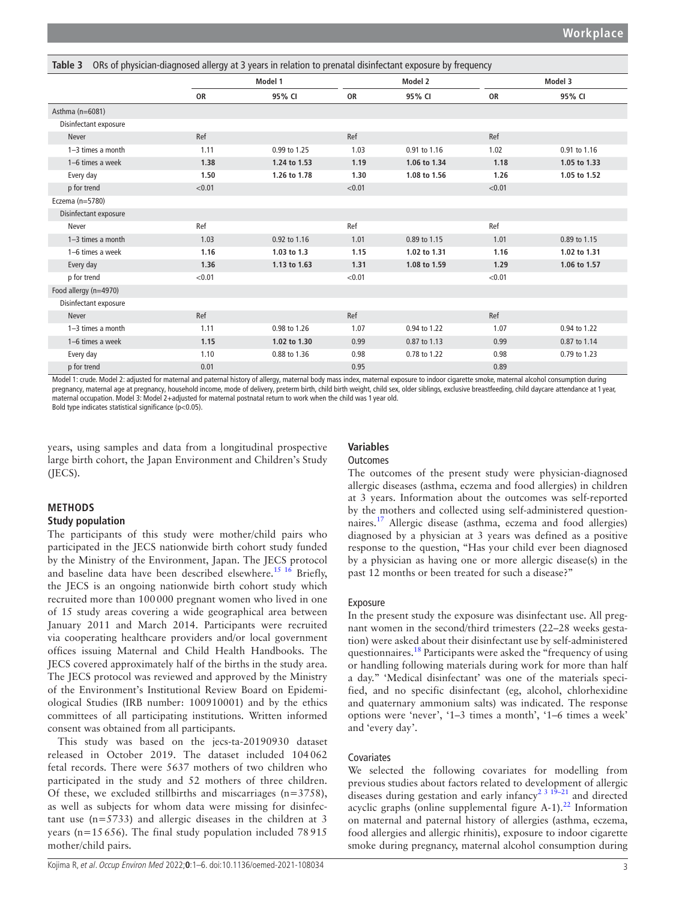**Table 3** ORs of physician-diagnosed allergy at 3 years in relation to prenatal disinfectant exposure by frequency

| | Model 1 | | Model 2 | | Model 3 | |
|---|---|---|---|---|---|---|
| | OR | 95% CI | OR | 95% CI | OR | 95% CI |
| Asthma (n=6081) | | | | | | |
| Disinfectant exposure | | | | | | |
| Never | Ref | | Ref | | Ref | |
| 1–3 times a month | 1.11 | 0.99 to 1.25 | 1.03 | 0.91 to 1.16 | 1.02 | 0.91 to 1.16 |
| 1–6 times a week | **1.38** | **1.24 to 1.53** | **1.19** | **1.06 to 1.34** | **1.18** | **1.05 to 1.33** |
| Every day | **1.50** | **1.26 to 1.78** | **1.30** | **1.08 to 1.56** | **1.26** | **1.05 to 1.52** |
| p for trend | <0.01 | | <0.01 | | <0.01 | |
| Eczema (n=5780) | | | | | | |
| Disinfectant exposure | | | | | | |
| Never | Ref | | Ref | | Ref | |
| 1–3 times a month | 1.03 | 0.92 to 1.16 | 1.01 | 0.89 to 1.15 | 1.01 | 0.89 to 1.15 |
| 1–6 times a week | **1.16** | **1.03 to 1.3** | **1.15** | **1.02 to 1.31** | **1.16** | **1.02 to 1.31** |
| Every day | **1.36** | **1.13 to 1.63** | **1.31** | **1.08 to 1.59** | **1.29** | **1.06 to 1.57** |
| p for trend | <0.01 | | <0.01 | | <0.01 | |
| Food allergy (n=4970) | | | | | | |
| Disinfectant exposure | | | | | | |
| Never | Ref | | Ref | | Ref | |
| 1–3 times a month | 1.11 | 0.98 to 1.26 | 1.07 | 0.94 to 1.22 | 1.07 | 0.94 to 1.22 |
| 1–6 times a week | **1.15** | **1.02 to 1.30** | 0.99 | 0.87 to 1.13 | 0.99 | 0.87 to 1.14 |
| Every day | 1.10 | 0.88 to 1.36 | 0.98 | 0.78 to 1.22 | 0.98 | 0.79 to 1.23 |
| p for trend | 0.01 | | 0.95 | | 0.89 | |

Model 1: crude. Model 2: adjusted for maternal and paternal history of allergy, maternal body mass index, maternal exposure to indoor cigarette smoke, maternal alcohol consumption during pregnancy, maternal age at pregnancy, household income, mode of delivery, preterm birth, child birth weight, child sex, older siblings, exclusive breastfeeding, child daycare attendance at 1 year, maternal occupation. Model 3: Model 2+adjusted for maternal postnatal return to work when the child was 1 year old.
Bold type indicates statistical significance (p<0.05).

years, using samples and data from a longitudinal prospective large birth cohort, the Japan Environment and Children's Study (JECS).

## METHODS

### Study population

The participants of this study were mother/child pairs who participated in the JECS nationwide birth cohort study funded by the Ministry of the Environment, Japan. The JECS protocol and baseline data have been described elsewhere.[15 16] Briefly, the JECS is an ongoing nationwide birth cohort study which recruited more than 100 000 pregnant women who lived in one of 15 study areas covering a wide geographical area between January 2011 and March 2014. Participants were recruited via cooperating healthcare providers and/or local government offices issuing Maternal and Child Health Handbooks. The JECS covered approximately half of the births in the study area. The JECS protocol was reviewed and approved by the Ministry of the Environment's Institutional Review Board on Epidemiological Studies (IRB number: 100910001) and by the ethics committees of all participating institutions. Written informed consent was obtained from all participants.

This study was based on the jecs-ta-20190930 dataset released in October 2019. The dataset included 104 062 fetal records. There were 5637 mothers of two children who participated in the study and 52 mothers of three children. Of these, we excluded stillbirths and miscarriages (n=3758), as well as subjects for whom data were missing for disinfectant use (n=5733) and allergic diseases in the children at 3 years (n=15 656). The final study population included 78 915 mother/child pairs.

### Variables

#### Outcomes

The outcomes of the present study were physician-diagnosed allergic diseases (asthma, eczema and food allergies) in children at 3 years. Information about the outcomes was self-reported by the mothers and collected using self-administered questionnaires.[17] Allergic disease (asthma, eczema and food allergies) diagnosed by a physician at 3 years was defined as a positive response to the question, "Has your child ever been diagnosed by a physician as having one or more allergic disease(s) in the past 12 months or been treated for such a disease?"

#### Exposure

In the present study the exposure was disinfectant use. All pregnant women in the second/third trimesters (22–28 weeks gestation) were asked about their disinfectant use by self-administered questionnaires.[18] Participants were asked the "frequency of using or handling following materials during work for more than half a day." 'Medical disinfectant' was one of the materials specified, and no specific disinfectant (eg, alcohol, chlorhexidine and quaternary ammonium salts) was indicated. The response options were 'never', '1–3 times a month', '1–6 times a week' and 'every day'.

#### Covariates

We selected the following covariates for modelling from previous studies about factors related to development of allergic diseases during gestation and early infancy[2 3 19–21] and directed acyclic graphs (online supplemental figure A-1).[22] Information on maternal and paternal history of allergies (asthma, eczema, food allergies and allergic rhinitis), exposure to indoor cigarette smoke during pregnancy, maternal alcohol consumption during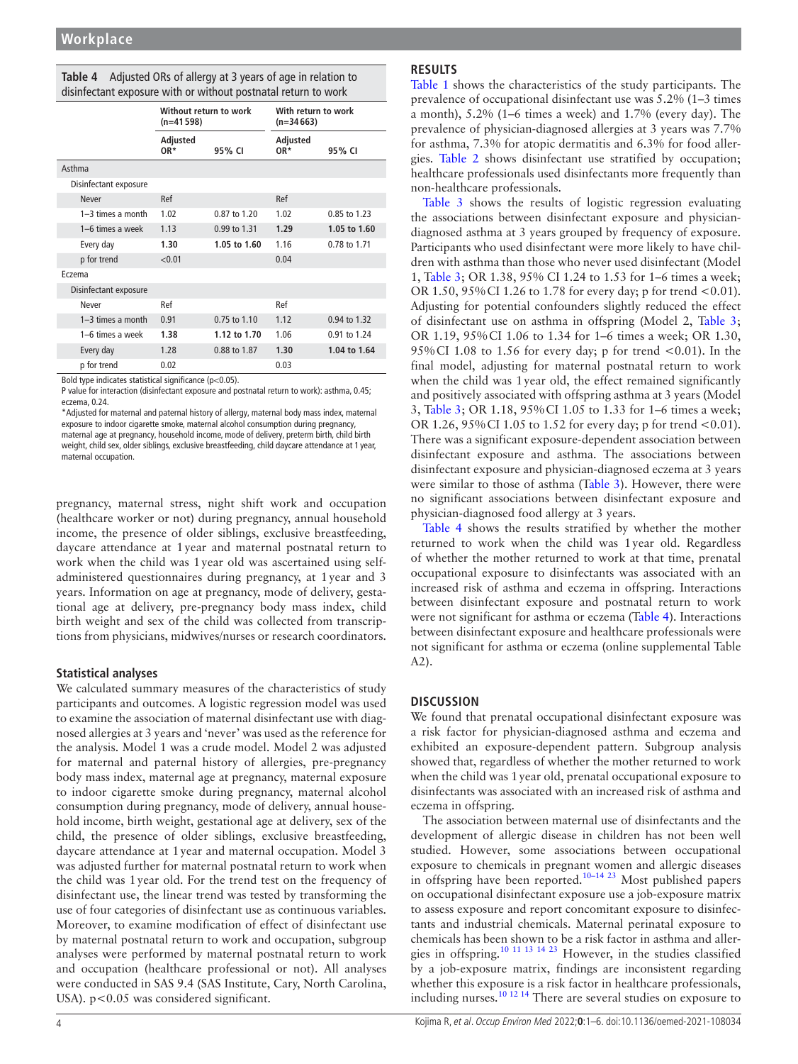**Table 4** Adjusted ORs of allergy at 3 years of age in relation to disinfectant exposure with or without postnatal return to work

| | Without return to work (n=41 598) | | With return to work (n=34 663) | |
|---|---|---|---|---|
| | Adjusted OR* | 95% CI | Adjusted OR* | 95% CI |
| Asthma | | | | |
| Disinfectant exposure | | | | |
| Never | Ref | | Ref | |
| 1–3 times a month | 1.02 | 0.87 to 1.20 | 1.02 | 0.85 to 1.23 |
| 1–6 times a week | 1.13 | 0.99 to 1.31 | **1.29** | **1.05 to 1.60** |
| Every day | **1.30** | **1.05 to 1.60** | 1.16 | 0.78 to 1.71 |
| p for trend | <0.01 | | 0.04 | |
| Eczema | | | | |
| Disinfectant exposure | | | | |
| Never | Ref | | Ref | |
| 1–3 times a month | 0.91 | 0.75 to 1.10 | 1.12 | 0.94 to 1.32 |
| 1–6 times a week | **1.38** | **1.12 to 1.70** | 1.06 | 0.91 to 1.24 |
| Every day | 1.28 | 0.88 to 1.87 | **1.30** | **1.04 to 1.64** |
| p for trend | 0.02 | | 0.03 | |

Bold type indicates statistical significance (p<0.05).
P value for interaction (disinfectant exposure and postnatal return to work): asthma, 0.45; eczema, 0.24.
*Adjusted for maternal and paternal history of allergy, maternal body mass index, maternal exposure to indoor cigarette smoke, maternal alcohol consumption during pregnancy, maternal age at pregnancy, household income, mode of delivery, preterm birth, child birth weight, child sex, older siblings, exclusive breastfeeding, child daycare attendance at 1 year, maternal occupation.

pregnancy, maternal stress, night shift work and occupation (healthcare worker or not) during pregnancy, annual household income, the presence of older siblings, exclusive breastfeeding, daycare attendance at 1 year and maternal postnatal return to work when the child was 1 year old was ascertained using self-administered questionnaires during pregnancy, at 1 year and 3 years. Information on age at pregnancy, mode of delivery, gestational age at delivery, pre-pregnancy body mass index, child birth weight and sex of the child was collected from transcriptions from physicians, midwives/nurses or research coordinators.

### Statistical analyses

We calculated summary measures of the characteristics of study participants and outcomes. A logistic regression model was used to examine the association of maternal disinfectant use with diagnosed allergies at 3 years and 'never' was used as the reference for the analysis. Model 1 was a crude model. Model 2 was adjusted for maternal and paternal history of allergies, pre-pregnancy body mass index, maternal age at pregnancy, maternal exposure to indoor cigarette smoke during pregnancy, maternal alcohol consumption during pregnancy, mode of delivery, annual household income, birth weight, gestational age at delivery, sex of the child, the presence of older siblings, exclusive breastfeeding, daycare attendance at 1 year and maternal occupation. Model 3 was adjusted further for maternal postnatal return to work when the child was 1 year old. For the trend test on the frequency of disinfectant use, the linear trend was tested by transforming the use of four categories of disinfectant use as continuous variables. Moreover, to examine modification of effect of disinfectant use by maternal postnatal return to work and occupation, subgroup analyses were performed by maternal postnatal return to work and occupation (healthcare professional or not). All analyses were conducted in SAS 9.4 (SAS Institute, Cary, North Carolina, USA). p<0.05 was considered significant.

## RESULTS

Table 1 shows the characteristics of the study participants. The prevalence of occupational disinfectant use was 5.2% (1–3 times a month), 5.2% (1–6 times a week) and 1.7% (every day). The prevalence of physician-diagnosed allergies at 3 years was 7.7% for asthma, 7.3% for atopic dermatitis and 6.3% for food allergies. Table 2 shows disinfectant use stratified by occupation; healthcare professionals used disinfectants more frequently than non-healthcare professionals.

Table 3 shows the results of logistic regression evaluating the associations between disinfectant exposure and physician-diagnosed asthma at 3 years grouped by frequency of exposure. Participants who used disinfectant were more likely to have children with asthma than those who never used disinfectant (Model 1, Table 3; OR 1.38, 95% CI 1.24 to 1.53 for 1–6 times a week; OR 1.50, 95% CI 1.26 to 1.78 for every day; p for trend <0.01). Adjusting for potential confounders slightly reduced the effect of disinfectant use on asthma in offspring (Model 2, Table 3; OR 1.19, 95% CI 1.06 to 1.34 for 1–6 times a week; OR 1.30, 95% CI 1.08 to 1.56 for every day; p for trend <0.01). In the final model, adjusting for maternal postnatal return to work when the child was 1 year old, the effect remained significantly and positively associated with offspring asthma at 3 years (Model 3, Table 3; OR 1.18, 95% CI 1.05 to 1.33 for 1–6 times a week; OR 1.26, 95% CI 1.05 to 1.52 for every day; p for trend <0.01). There was a significant exposure-dependent association between disinfectant exposure and asthma. The associations between disinfectant exposure and physician-diagnosed eczema at 3 years were similar to those of asthma (Table 3). However, there were no significant associations between disinfectant exposure and physician-diagnosed food allergy at 3 years.

Table 4 shows the results stratified by whether the mother returned to work when the child was 1 year old. Regardless of whether the mother returned to work at that time, prenatal occupational exposure to disinfectants was associated with an increased risk of asthma and eczema in offspring. Interactions between disinfectant exposure and postnatal return to work were not significant for asthma or eczema (Table 4). Interactions between disinfectant exposure and healthcare professionals were not significant for asthma or eczema (online supplemental Table A2).

## DISCUSSION

We found that prenatal occupational disinfectant exposure was a risk factor for physician-diagnosed asthma and eczema and exhibited an exposure-dependent pattern. Subgroup analysis showed that, regardless of whether the mother returned to work when the child was 1 year old, prenatal occupational exposure to disinfectants was associated with an increased risk of asthma and eczema in offspring.

The association between maternal use of disinfectants and the development of allergic disease in children has not been well studied. However, some associations between occupational exposure to chemicals in pregnant women and allergic diseases in offspring have been reported.[10–14 23] Most published papers on occupational disinfectant exposure use a job-exposure matrix to assess exposure and report concomitant exposure to disinfectants and industrial chemicals. Maternal perinatal exposure to chemicals has been shown to be a risk factor in asthma and allergies in offspring.[10 11 13 14 23] However, in the studies classified by a job-exposure matrix, findings are inconsistent regarding whether this exposure is a risk factor in healthcare professionals, including nurses.[10 12 14] There are several studies on exposure to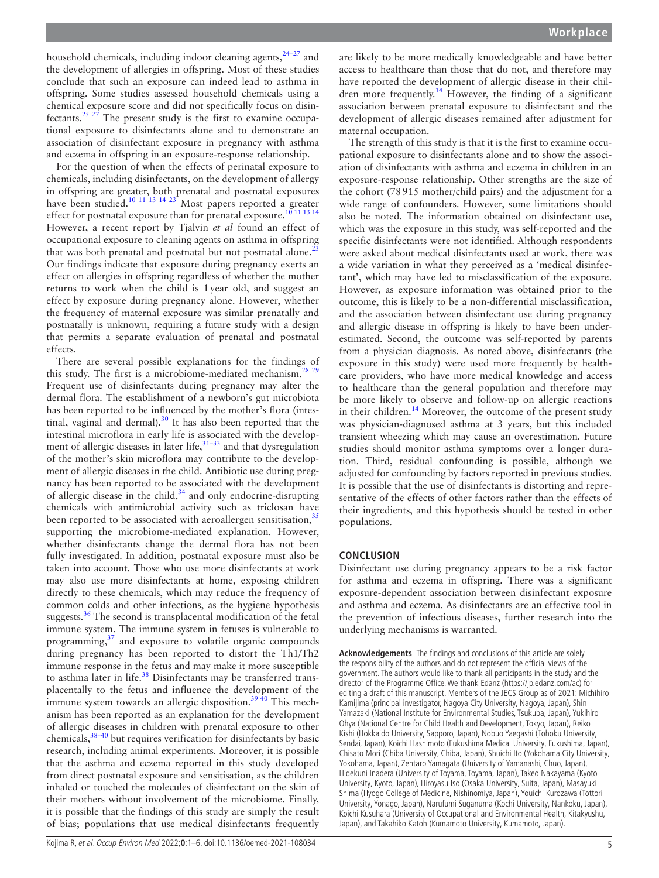household chemicals, including indoor cleaning agents,[24–27] and the development of allergies in offspring. Most of these studies conclude that such an exposure can indeed lead to asthma in offspring. Some studies assessed household chemicals using a chemical exposure score and did not specifically focus on disinfectants.[25 27] The present study is the first to examine occupational exposure to disinfectants alone and to demonstrate an association of disinfectant exposure in pregnancy with asthma and eczema in offspring in an exposure-response relationship.

For the question of when the effects of perinatal exposure to chemicals, including disinfectants, on the development of allergy in offspring are greater, both prenatal and postnatal exposures have been studied.[10 11 13 14 23] Most papers reported a greater effect for postnatal exposure than for prenatal exposure.[10 11 13 14] However, a recent report by Tjalvin *et al* found an effect of occupational exposure to cleaning agents on asthma in offspring that was both prenatal and postnatal but not postnatal alone.[23] Our findings indicate that exposure during pregnancy exerts an effect on allergies in offspring regardless of whether the mother returns to work when the child is 1 year old, and suggest an effect by exposure during pregnancy alone. However, whether the frequency of maternal exposure was similar prenatally and postnatally is unknown, requiring a future study with a design that permits a separate evaluation of prenatal and postnatal effects.

There are several possible explanations for the findings of this study. The first is a microbiome-mediated mechanism.[28 29] Frequent use of disinfectants during pregnancy may alter the dermal flora. The establishment of a newborn's gut microbiota has been reported to be influenced by the mother's flora (intestinal, vaginal and dermal).[30] It has also been reported that the intestinal microflora in early life is associated with the development of allergic diseases in later life,[31–33] and that dysregulation of the mother's skin microflora may contribute to the development of allergic diseases in the child. Antibiotic use during pregnancy has been reported to be associated with the development of allergic disease in the child,[34] and only endocrine-disrupting chemicals with antimicrobial activity such as triclosan have been reported to be associated with aeroallergen sensitisation,[35] supporting the microbiome-mediated explanation. However, whether disinfectants change the dermal flora has not been fully investigated. In addition, postnatal exposure must also be taken into account. Those who use more disinfectants at work may also use more disinfectants at home, exposing children directly to these chemicals, which may reduce the frequency of common colds and other infections, as the hygiene hypothesis suggests.[36] The second is transplacental modification of the fetal immune system. The immune system in fetuses is vulnerable to programming,[37] and exposure to volatile organic compounds during pregnancy has been reported to distort the Th1/Th2 immune response in the fetus and may make it more susceptible to asthma later in life.[38] Disinfectants may be transferred transplacentally to the fetus and influence the development of the immune system towards an allergic disposition.[39 40] This mechanism has been reported as an explanation for the development of allergic diseases in children with prenatal exposure to other chemicals,[38–40] but requires verification for disinfectants by basic research, including animal experiments. Moreover, it is possible that the asthma and eczema reported in this study developed from direct postnatal exposure and sensitisation, as the children inhaled or touched the molecules of disinfectant on the skin of their mothers without involvement of the microbiome. Finally, it is possible that the findings of this study are simply the result of bias; populations that use medical disinfectants frequently are likely to be more medically knowledgeable and have better access to healthcare than those that do not, and therefore may have reported the development of allergic disease in their children more frequently.[14] However, the finding of a significant association between prenatal exposure to disinfectant and the development of allergic diseases remained after adjustment for maternal occupation.

The strength of this study is that it is the first to examine occupational exposure to disinfectants alone and to show the association of disinfectants with asthma and eczema in children in an exposure-response relationship. Other strengths are the size of the cohort (78 915 mother/child pairs) and the adjustment for a wide range of confounders. However, some limitations should also be noted. The information obtained on disinfectant use, which was the exposure in this study, was self-reported and the specific disinfectants were not identified. Although respondents were asked about medical disinfectants used at work, there was a wide variation in what they perceived as a 'medical disinfectant', which may have led to misclassification of the exposure. However, as exposure information was obtained prior to the outcome, this is likely to be a non-differential misclassification, and the association between disinfectant use during pregnancy and allergic disease in offspring is likely to have been underestimated. Second, the outcome was self-reported by parents from a physician diagnosis. As noted above, disinfectants (the exposure in this study) were used more frequently by healthcare providers, who have more medical knowledge and access to healthcare than the general population and therefore may be more likely to observe and follow-up on allergic reactions in their children.[14] Moreover, the outcome of the present study was physician-diagnosed asthma at 3 years, but this included transient wheezing which may cause an overestimation. Future studies should monitor asthma symptoms over a longer duration. Third, residual confounding is possible, although we adjusted for confounding by factors reported in previous studies. It is possible that the use of disinfectants is distorting and representative of the effects of other factors rather than the effects of their ingredients, and this hypothesis should be tested in other populations.

## CONCLUSION

Disinfectant use during pregnancy appears to be a risk factor for asthma and eczema in offspring. There was a significant exposure-dependent association between disinfectant exposure and asthma and eczema. As disinfectants are an effective tool in the prevention of infectious diseases, further research into the underlying mechanisms is warranted.

**Acknowledgements** The findings and conclusions of this article are solely the responsibility of the authors and do not represent the official views of the government. The authors would like to thank all participants in the study and the director of the Programme Office. We thank Edanz (https://jp.edanz.com/ac) for editing a draft of this manuscript. Members of the JECS Group as of 2021: Michihiro Kamijima (principal investigator, Nagoya City University, Nagoya, Japan), Shin Yamazaki (National Institute for Environmental Studies, Tsukuba, Japan), Yukihiro Ohya (National Centre for Child Health and Development, Tokyo, Japan), Reiko Kishi (Hokkaido University, Sapporo, Japan), Nobuo Yaegashi (Tohoku University, Sendai, Japan), Koichi Hashimoto (Fukushima Medical University, Fukushima, Japan), Chisato Mori (Chiba University, Chiba, Japan), Shuichi Ito (Yokohama City University, Yokohama, Japan), Zentaro Yamagata (University of Yamanashi, Chuo, Japan), Hidekuni Inadera (University of Toyama, Toyama, Japan), Takeo Nakayama (Kyoto University, Kyoto, Japan), Hiroyasu Iso (Osaka University, Suita, Japan), Masayuki Shima (Hyogo College of Medicine, Nishinomiya, Japan), Youichi Kurozawa (Tottori University, Yonago, Japan), Narufumi Suganuma (Kochi University, Nankoku, Japan), Koichi Kusuhara (University of Occupational and Environmental Health, Kitakyushu, Japan), and Takahiko Katoh (Kumamoto University, Kumamoto, Japan).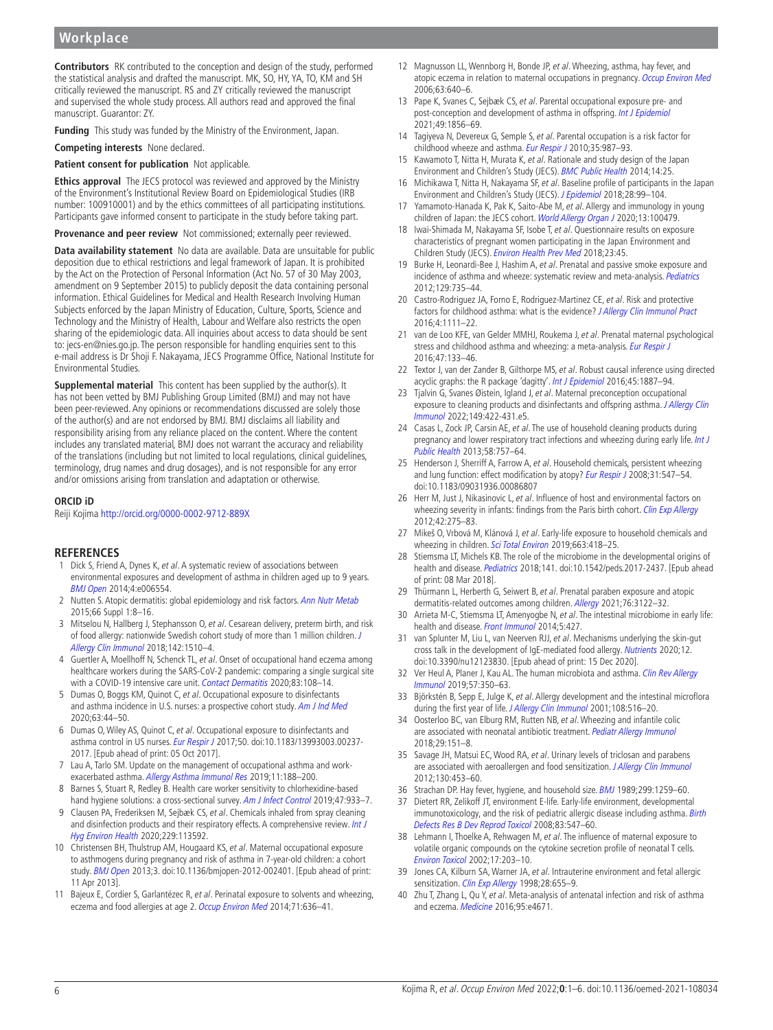**Contributors** RK contributed to the conception and design of the study, performed the statistical analysis and drafted the manuscript. MK, SO, HY, YA, TO, KM and SH critically reviewed the manuscript. RS and ZY critically reviewed the manuscript and supervised the whole study process. All authors read and approved the final manuscript. Guarantor: ZY.

**Funding** This study was funded by the Ministry of the Environment, Japan.

**Competing interests** None declared.

**Patient consent for publication** Not applicable.

**Ethics approval** The JECS protocol was reviewed and approved by the Ministry of the Environment's Institutional Review Board on Epidemiological Studies (IRB number: 100910001) and by the ethics committees of all participating institutions. Participants gave informed consent to participate in the study before taking part.

**Provenance and peer review** Not commissioned; externally peer reviewed.

**Data availability statement** No data are available. Data are unsuitable for public deposition due to ethical restrictions and legal framework of Japan. It is prohibited by the Act on the Protection of Personal Information (Act No. 57 of 30 May 2003, amendment on 9 September 2015) to publicly deposit the data containing personal information. Ethical Guidelines for Medical and Health Research Involving Human Subjects enforced by the Japan Ministry of Education, Culture, Sports, Science and Technology and the Ministry of Health, Labour and Welfare also restricts the open sharing of the epidemiologic data. All inquiries about access to data should be sent to: jecs-en@nies.go.jp. The person responsible for handling enquiries sent to this e-mail address is Dr Shoji F. Nakayama, JECS Programme Office, National Institute for Environmental Studies.

**Supplemental material** This content has been supplied by the author(s). It has not been vetted by BMJ Publishing Group Limited (BMJ) and may not have been peer-reviewed. Any opinions or recommendations discussed are solely those of the author(s) and are not endorsed by BMJ. BMJ disclaims all liability and responsibility arising from any reliance placed on the content. Where the content includes any translated material, BMJ does not warrant the accuracy and reliability of the translations (including but not limited to local regulations, clinical guidelines, terminology, drug names and drug dosages), and is not responsible for any error and/or omissions arising from translation and adaptation or otherwise.

**ORCID iD**

Reiji Kojima http://orcid.org/0000-0002-9712-889X

## REFERENCES

1. Dick S, Friend A, Dynes K, *et al*. A systematic review of associations between environmental exposures and development of asthma in children aged up to 9 years. *BMJ Open* 2014;4:e006554.
2. Nutten S. Atopic dermatitis: global epidemiology and risk factors. *Ann Nutr Metab* 2015;66 Suppl 1:8–16.
3. Mitselou N, Hallberg J, Stephansson O, *et al*. Cesarean delivery, preterm birth, and risk of food allergy: nationwide Swedish cohort study of more than 1 million children. *J Allergy Clin Immunol* 2018;142:1510–4.
4. Guertler A, Moellhoff N, Schenck TL, *et al*. Onset of occupational hand eczema among healthcare workers during the SARS-CoV-2 pandemic: comparing a single surgical site with a COVID-19 intensive care unit. *Contact Dermatitis* 2020;83:108–14.
5. Dumas O, Boggs KM, Quinot C, *et al*. Occupational exposure to disinfectants and asthma incidence in U.S. nurses: a prospective cohort study. *Am J Ind Med* 2020;63:44–50.
6. Dumas O, Wiley AS, Quinot C, *et al*. Occupational exposure to disinfectants and asthma control in US nurses. *Eur Respir J* 2017;50. doi:10.1183/13993003.00237-2017. [Epub ahead of print: 05 Oct 2017].
7. Lau A, Tarlo SM. Update on the management of occupational asthma and work-exacerbated asthma. *Allergy Asthma Immunol Res* 2019;11:188–200.
8. Barnes S, Boggs R, Redley B. Health care worker sensitivity to chlorhexidine-based hand hygiene solutions: a cross-sectional survey. *Am J Infect Control* 2019;47:933–7.
9. Clausen PA, Frederiksen M, Sejbæk CS, *et al*. Chemicals inhaled from spray cleaning and disinfection products and their respiratory effects. A comprehensive review. *Int J Hyg Environ Health* 2020;229:113592.
10. Christensen BH, Thulstrup AM, Hougaard KS, *et al*. Maternal occupational exposure to asthmogens during pregnancy and risk of asthma in 7-year-old children: a cohort study. *BMJ Open* 2013;3. doi:10.1136/bmjopen-2012-002401. [Epub ahead of print: 11 Apr 2013].
11. Bajeux E, Cordier S, Garlantézec R, *et al*. Perinatal exposure to solvents and wheezing, eczema and food allergies at age 2. *Occup Environ Med* 2014;71:636–41.
12. Magnusson LL, Wennborg H, Bonde JP, *et al*. Wheezing, asthma, hay fever, and atopic eczema in relation to maternal occupations in pregnancy. *Occup Environ Med* 2006;63:640–6.
13. Pape K, Svanes C, Sejbæk CS, *et al*. Parental occupational exposure pre- and post-conception and development of asthma in offspring. *Int J Epidemiol* 2021;49:1856–69.
14. Tagiyeva N, Devereux G, Semple S, *et al*. Parental occupation is a risk factor for childhood wheeze and asthma. *Eur Respir J* 2010;35:987–93.
15. Kawamoto T, Nitta H, Murata K, *et al*. Rationale and study design of the Japan Environment and Children's Study (JECS). *BMC Public Health* 2014;14:25.
16. Michikawa T, Nitta H, Nakayama SF, *et al*. Baseline profile of participants in the Japan Environment and Children's Study (JECS). *J Epidemiol* 2018;28:99–104.
17. Yamamoto-Hanada K, Pak K, Saito-Abe M, *et al*. Allergy and immunology in young children of Japan: the JECS cohort. *World Allergy Organ J* 2020;13:100479.
18. Iwai-Shimada M, Nakayama SF, Isobe T, *et al*. Questionnaire results on exposure characteristics of pregnant women participating in the Japan Environment and Children Study (JECS). *Environ Health Prev Med* 2018;23:45.
19. Burke H, Leonardi-Bee J, Hashim A, *et al*. Prenatal and passive smoke exposure and incidence of asthma and wheeze: systematic review and meta-analysis. *Pediatrics* 2012;129:735–44.
20. Castro-Rodriguez JA, Forno E, Rodriguez-Martinez CE, *et al*. Risk and protective factors for childhood asthma: what is the evidence? *J Allergy Clin Immunol Pract* 2016;4:1111–22.
21. van de Loo KFE, van Gelder MMHJ, Roukema J, *et al*. Prenatal maternal psychological stress and childhood asthma and wheezing: a meta-analysis. *Eur Respir J* 2016;47:133–46.
22. Textor J, van der Zander B, Gilthorpe MS, *et al*. Robust causal inference using directed acyclic graphs: the R package 'dagitty'. *Int J Epidemiol* 2016;45:1887–94.
23. Tjalvin G, Svanes Øistein, Igland J, *et al*. Maternal preconception occupational exposure to cleaning products and disinfectants and offspring asthma. *J Allergy Clin Immunol* 2022;149:422-431.e5.
24. Casas L, Zock JP, Carsin AE, *et al*. The use of household cleaning products during pregnancy and lower respiratory tract infections and wheezing during early life. *Int J Public Health* 2013;58:757–64.
25. Henderson J, Sherriff A, Farrow A, *et al*. Household chemicals, persistent wheezing and lung function: effect modification by atopy? *Eur Respir J* 2008;31:547–54. doi:10.1183/09031936.00086807
26. Herr M, Just J, Nikasinovic L, *et al*. Influence of host and environmental factors on wheezing severity in infants: findings from the Paris birth cohort. *Clin Exp Allergy* 2012;42:275–83.
27. Mikeš O, Vrbová M, Klánová J, *et al*. Early-life exposure to household chemicals and wheezing in children. *Sci Total Environ* 2019;663:418–25.
28. Stiemsma LT, Michels KB. The role of the microbiome in the developmental origins of health and disease. *Pediatrics* 2018;141. doi:10.1542/peds.2017-2437. [Epub ahead of print: 08 Mar 2018].
29. Thürmann L, Herberth G, Seiwert B, *et al*. Prenatal paraben exposure and atopic dermatitis-related outcomes among children. *Allergy* 2021;76:3122–32.
30. Arrieta M-C, Stiemsma LT, Amenyogbe N, *et al*. The intestinal microbiome in early life: health and disease. *Front Immunol* 2014;5:427.
31. van Splunter M, Liu L, van Neerven RJJ, *et al*. Mechanisms underlying the skin-gut cross talk in the development of IgE-mediated food allergy. *Nutrients* 2020;12. doi:10.3390/nu12123830. [Epub ahead of print: 15 Dec 2020].
32. Ver Heul A, Planer J, Kau AL. The human microbiota and asthma. *Clin Rev Allergy Immunol* 2019;57:350–63.
33. Björkstén B, Sepp E, Julge K, *et al*. Allergy development and the intestinal microflora during the first year of life. *J Allergy Clin Immunol* 2001;108:516–20.
34. Oosterloo BC, van Elburg RM, Rutten NB, *et al*. Wheezing and infantile colic are associated with neonatal antibiotic treatment. *Pediatr Allergy Immunol* 2018;29:151–8.
35. Savage JH, Matsui EC, Wood RA, *et al*. Urinary levels of triclosan and parabens are associated with aeroallergen and food sensitization. *J Allergy Clin Immunol* 2012;130:453–60.
36. Strachan DP. Hay fever, hygiene, and household size. *BMJ* 1989;299:1259–60.
37. Dietert RR, Zelikoff JT, environment E-life. Early-life environment, developmental immunotoxicology, and the risk of pediatric allergic disease including asthma. *Birth Defects Res B Dev Reprod Toxicol* 2008;83:547–60.
38. Lehmann I, Thoelke A, Rehwagen M, *et al*. The influence of maternal exposure to volatile organic compounds on the cytokine secretion profile of neonatal T cells. *Environ Toxicol* 2002;17:203–10.
39. Jones CA, Kilburn SA, Warner JA, *et al*. Intrauterine environment and fetal allergic sensitization. *Clin Exp Allergy* 1998;28:655–9.
40. Zhu T, Zhang L, Qu Y, *et al*. Meta-analysis of antenatal infection and risk of asthma and eczema. *Medicine* 2016;95:e4671.